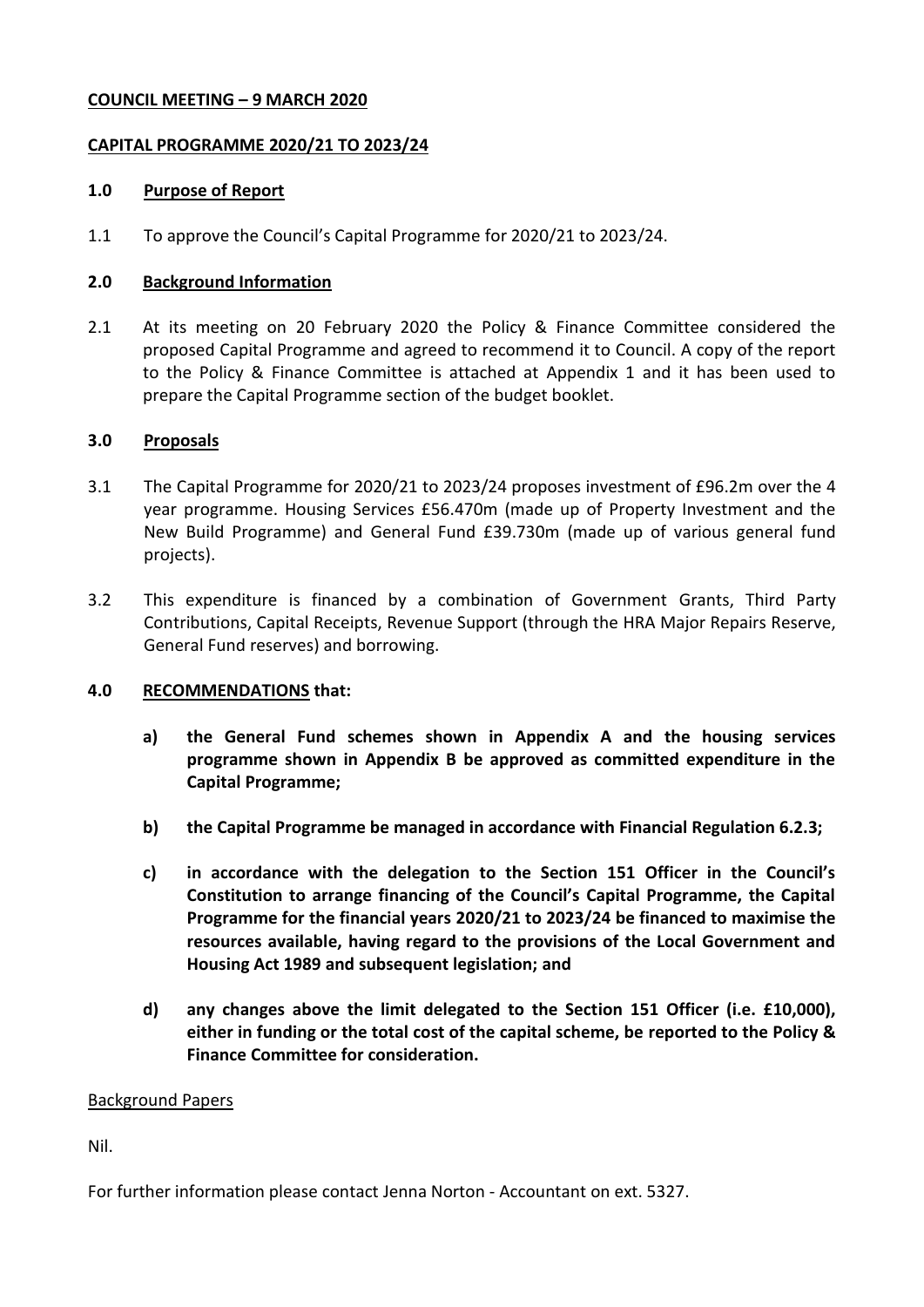**COUNCIL MEETING – 9 MARCH 2020**

**CAPITAL PROGRAMME 2020/21 TO 2023/24**

## 1.0 Purpose of Report

1.1 To approve the Council's Capital Programme for 2020/21 to 2023/24.

## 2.0 Background Information

2.1 At its meeting on 20 February 2020 the Policy & Finance Committee considered the proposed Capital Programme and agreed to recommend it to Council. A copy of the report to the Policy & Finance Committee is attached at Appendix 1 and it has been used to prepare the Capital Programme section of the budget booklet.

## 3.0 Proposals

3.1 The Capital Programme for 2020/21 to 2023/24 proposes investment of £96.2m over the 4 year programme. Housing Services £56.470m (made up of Property Investment and the New Build Programme) and General Fund £39.730m (made up of various general fund projects).

3.2 This expenditure is financed by a combination of Government Grants, Third Party Contributions, Capital Receipts, Revenue Support (through the HRA Major Repairs Reserve, General Fund reserves) and borrowing.

## 4.0 RECOMMENDATIONS that:

**a) the General Fund schemes shown in Appendix A and the housing services programme shown in Appendix B be approved as committed expenditure in the Capital Programme;**

**b) the Capital Programme be managed in accordance with Financial Regulation 6.2.3;**

**c) in accordance with the delegation to the Section 151 Officer in the Council's Constitution to arrange financing of the Council's Capital Programme, the Capital Programme for the financial years 2020/21 to 2023/24 be financed to maximise the resources available, having regard to the provisions of the Local Government and Housing Act 1989 and subsequent legislation; and**

**d) any changes above the limit delegated to the Section 151 Officer (i.e. £10,000), either in funding or the total cost of the capital scheme, be reported to the Policy & Finance Committee for consideration.**

Background Papers

Nil.

For further information please contact Jenna Norton - Accountant on ext. 5327.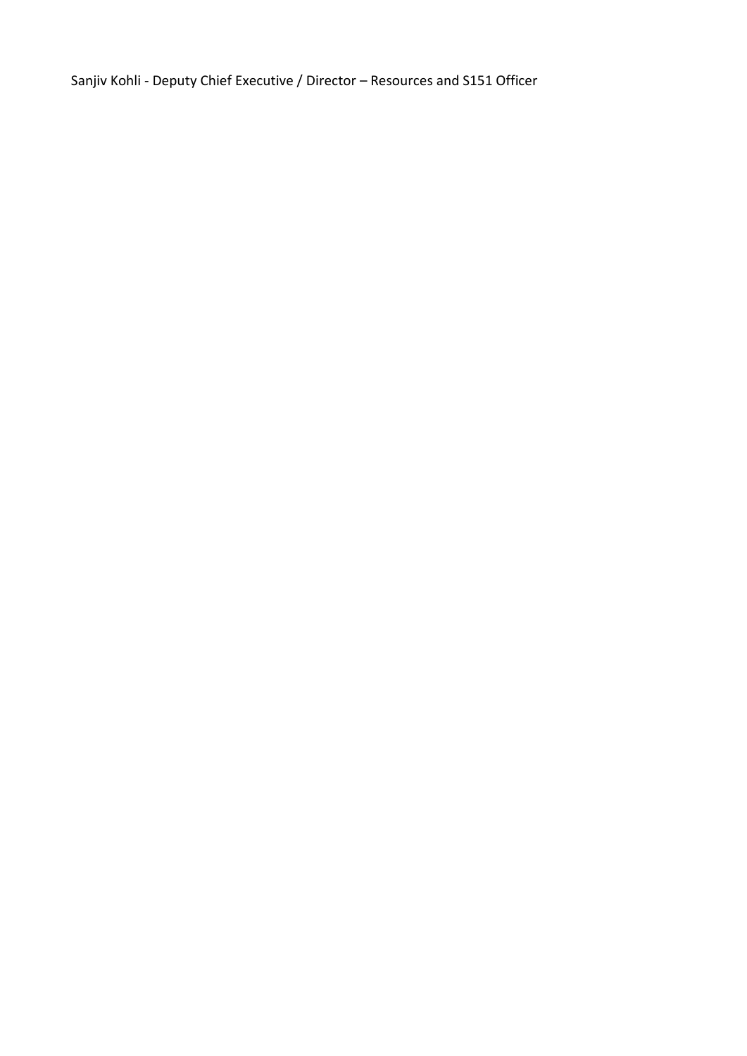Sanjiv Kohli - Deputy Chief Executive / Director – Resources and S151 Officer